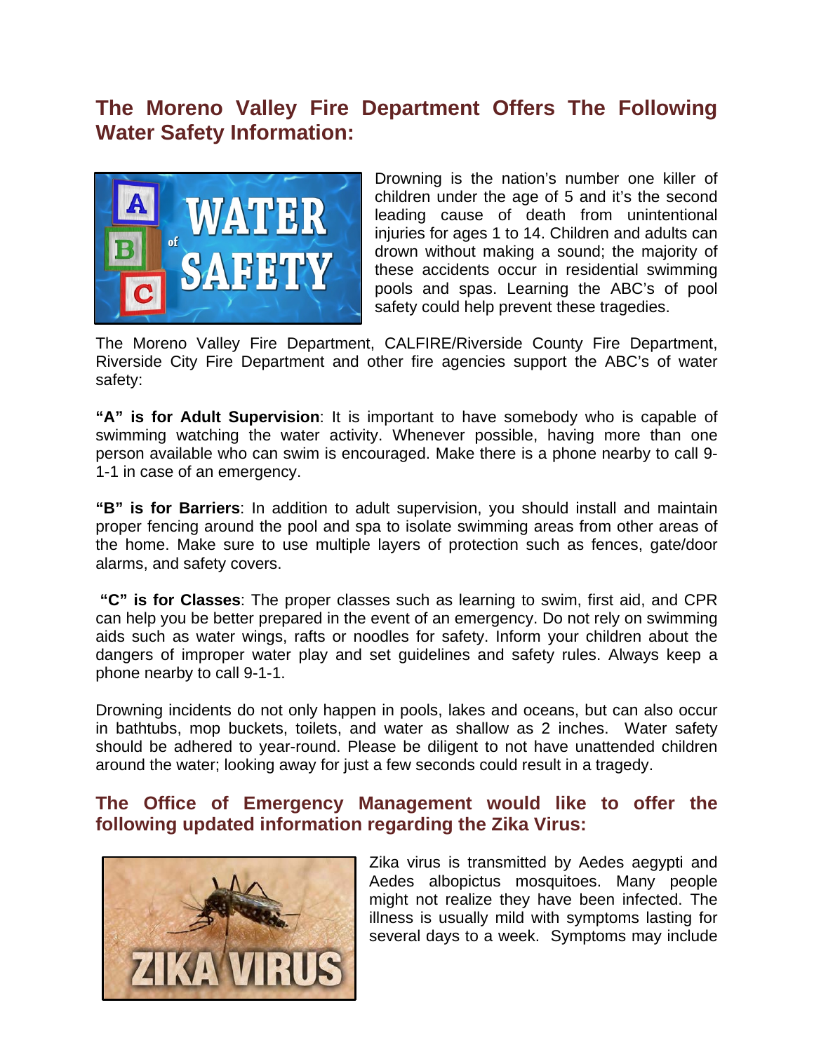## The Moreno Valley Fire Department Offers The Following Water Safety Information:

Drowning is the nation's number one killer of children under the age of 5 and it's the second leading cause of death from unintentional injuries for ages 1 to 14. Children and adults can drown without making a sound; the majority of these accidents occur in residential swimming pools and spas. Learning the ABC's of pool safety could help prevent these tragedies.

The Moreno Valley Fire Department, CALFIRE/Riverside County Fire Department, Riverside City Fire Department and other fire agencies support the ABC's of water safety:

**"A" is for Adult Supervision**: It is important to have somebody who is capable of swimming watching the water activity. Whenever possible, having more than one person available who can swim is encouraged. Make there is a phone nearby to call 9-1-1 in case of an emergency.

**"B" is for Barriers**: In addition to adult supervision, you should install and maintain proper fencing around the pool and spa to isolate swimming areas from other areas of the home. Make sure to use multiple layers of protection such as fences, gate/door alarms, and safety covers.

**"C" is for Classes**: The proper classes such as learning to swim, first aid, and CPR can help you be better prepared in the event of an emergency. Do not rely on swimming aids such as water wings, rafts or noodles for safety. Inform your children about the dangers of improper water play and set guidelines and safety rules. Always keep a phone nearby to call 9-1-1.

Drowning incidents do not only happen in pools, lakes and oceans, but can also occur in bathtubs, mop buckets, toilets, and water as shallow as 2 inches. Water safety should be adhered to year-round. Please be diligent to not have unattended children around the water; looking away for just a few seconds could result in a tragedy.

## The Office of Emergency Management would like to offer the following updated information regarding the Zika Virus:

Zika virus is transmitted by Aedes aegypti and Aedes albopictus mosquitoes. Many people might not realize they have been infected. The illness is usually mild with symptoms lasting for several days to a week. Symptoms may include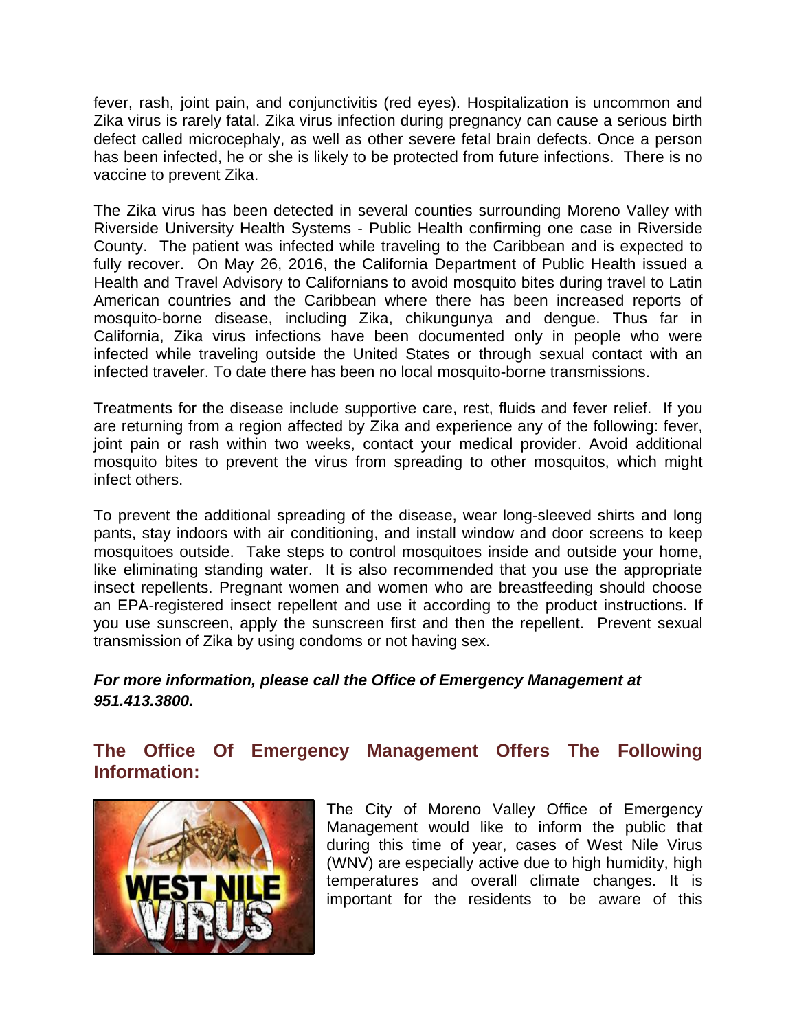fever, rash, joint pain, and conjunctivitis (red eyes). Hospitalization is uncommon and Zika virus is rarely fatal. Zika virus infection during pregnancy can cause a serious birth defect called microcephaly, as well as other severe fetal brain defects. Once a person has been infected, he or she is likely to be protected from future infections. There is no vaccine to prevent Zika.

The Zika virus has been detected in several counties surrounding Moreno Valley with Riverside University Health Systems - Public Health confirming one case in Riverside County. The patient was infected while traveling to the Caribbean and is expected to fully recover. On May 26, 2016, the California Department of Public Health issued a Health and Travel Advisory to Californians to avoid mosquito bites during travel to Latin American countries and the Caribbean where there has been increased reports of mosquito-borne disease, including Zika, chikungunya and dengue. Thus far in California, Zika virus infections have been documented only in people who were infected while traveling outside the United States or through sexual contact with an infected traveler. To date there has been no local mosquito-borne transmissions.

Treatments for the disease include supportive care, rest, fluids and fever relief. If you are returning from a region affected by Zika and experience any of the following: fever, joint pain or rash within two weeks, contact your medical provider. Avoid additional mosquito bites to prevent the virus from spreading to other mosquitos, which might infect others.

To prevent the additional spreading of the disease, wear long-sleeved shirts and long pants, stay indoors with air conditioning, and install window and door screens to keep mosquitoes outside. Take steps to control mosquitoes inside and outside your home, like eliminating standing water. It is also recommended that you use the appropriate insect repellents. Pregnant women and women who are breastfeeding should choose an EPA-registered insect repellent and use it according to the product instructions. If you use sunscreen, apply the sunscreen first and then the repellent. Prevent sexual transmission of Zika by using condoms or not having sex.

***For more information, please call the Office of Emergency Management at 951.413.3800.***

## The Office Of Emergency Management Offers The Following Information:

The City of Moreno Valley Office of Emergency Management would like to inform the public that during this time of year, cases of West Nile Virus (WNV) are especially active due to high humidity, high temperatures and overall climate changes. It is important for the residents to be aware of this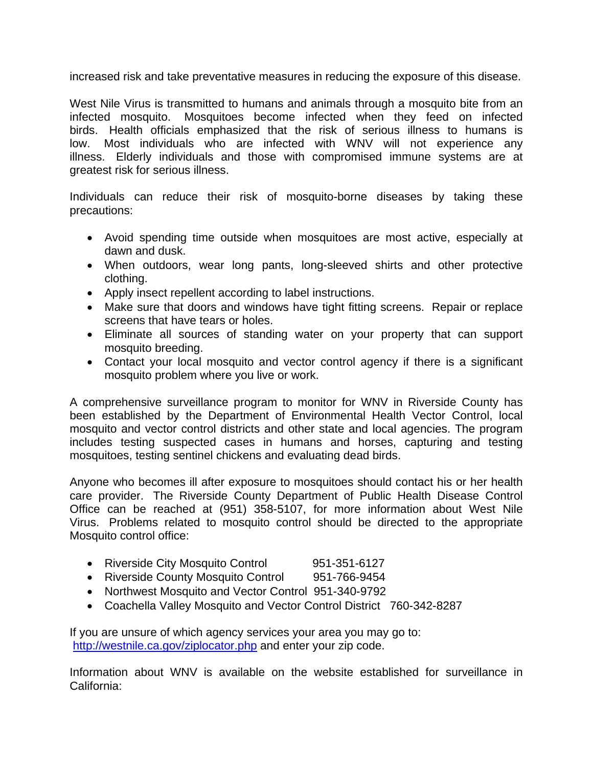increased risk and take preventative measures in reducing the exposure of this disease.

West Nile Virus is transmitted to humans and animals through a mosquito bite from an infected mosquito. Mosquitoes become infected when they feed on infected birds. Health officials emphasized that the risk of serious illness to humans is low. Most individuals who are infected with WNV will not experience any illness. Elderly individuals and those with compromised immune systems are at greatest risk for serious illness.

Individuals can reduce their risk of mosquito-borne diseases by taking these precautions:

- Avoid spending time outside when mosquitoes are most active, especially at dawn and dusk.
- When outdoors, wear long pants, long-sleeved shirts and other protective clothing.
- Apply insect repellent according to label instructions.
- Make sure that doors and windows have tight fitting screens. Repair or replace screens that have tears or holes.
- Eliminate all sources of standing water on your property that can support mosquito breeding.
- Contact your local mosquito and vector control agency if there is a significant mosquito problem where you live or work.

A comprehensive surveillance program to monitor for WNV in Riverside County has been established by the Department of Environmental Health Vector Control, local mosquito and vector control districts and other state and local agencies. The program includes testing suspected cases in humans and horses, capturing and testing mosquitoes, testing sentinel chickens and evaluating dead birds.

Anyone who becomes ill after exposure to mosquitoes should contact his or her health care provider. The Riverside County Department of Public Health Disease Control Office can be reached at (951) 358-5107, for more information about West Nile Virus. Problems related to mosquito control should be directed to the appropriate Mosquito control office:

- Riverside City Mosquito Control 951-351-6127
- Riverside County Mosquito Control 951-766-9454
- Northwest Mosquito and Vector Control 951-340-9792
- Coachella Valley Mosquito and Vector Control District 760-342-8287

If you are unsure of which agency services your area you may go to: http://westnile.ca.gov/ziplocator.php and enter your zip code.

Information about WNV is available on the website established for surveillance in California: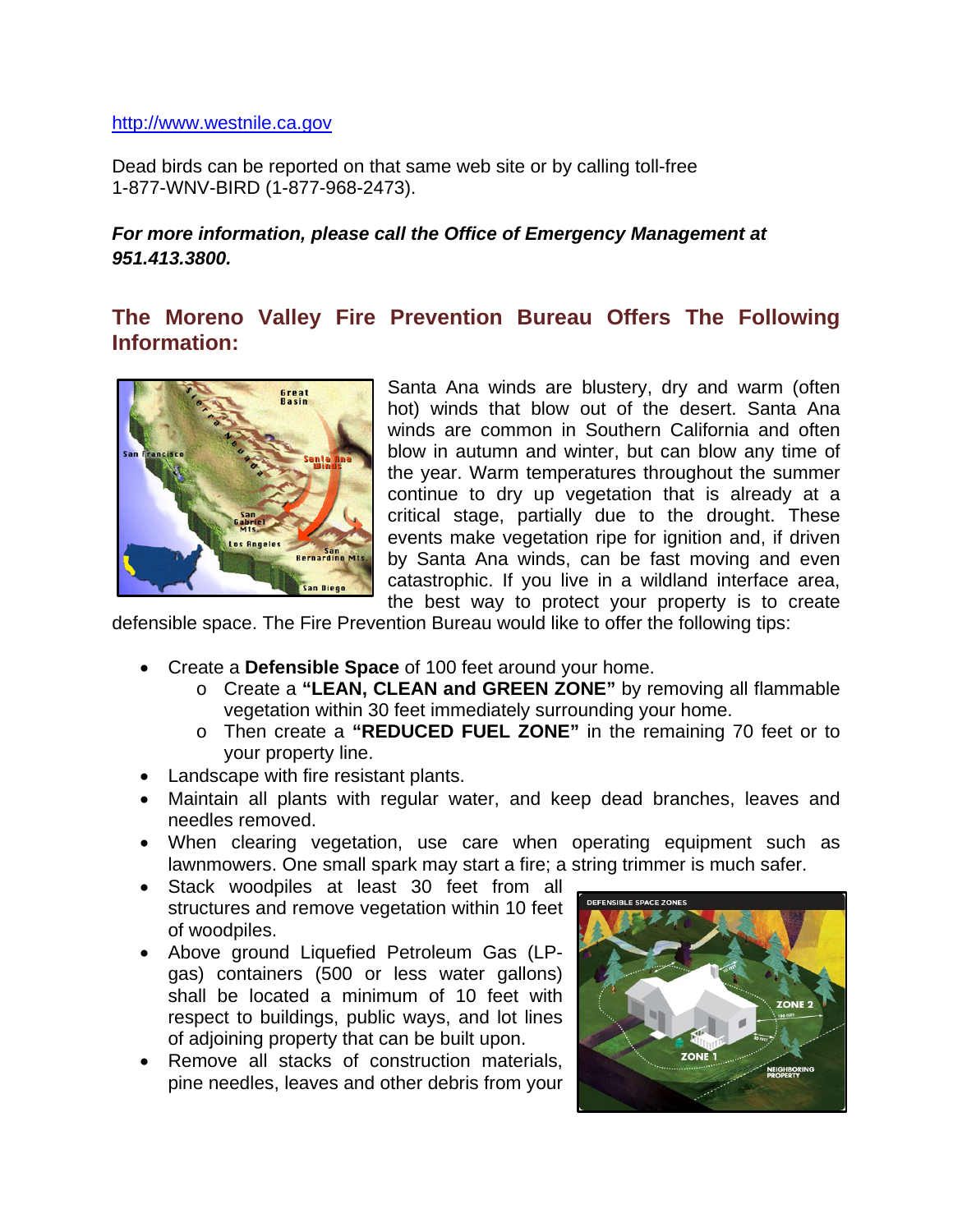http://www.westnile.ca.gov

Dead birds can be reported on that same web site or by calling toll-free 1-877-WNV-BIRD (1-877-968-2473).

***For more information, please call the Office of Emergency Management at 951.413.3800.***

## The Moreno Valley Fire Prevention Bureau Offers The Following Information:

Santa Ana winds are blustery, dry and warm (often hot) winds that blow out of the desert. Santa Ana winds are common in Southern California and often blow in autumn and winter, but can blow any time of the year. Warm temperatures throughout the summer continue to dry up vegetation that is already at a critical stage, partially due to the drought. These events make vegetation ripe for ignition and, if driven by Santa Ana winds, can be fast moving and even catastrophic. If you live in a wildland interface area, the best way to protect your property is to create defensible space. The Fire Prevention Bureau would like to offer the following tips:

- Create a **Defensible Space** of 100 feet around your home.
    - Create a **"LEAN, CLEAN and GREEN ZONE"** by removing all flammable vegetation within 30 feet immediately surrounding your home.
    - Then create a **"REDUCED FUEL ZONE"** in the remaining 70 feet or to your property line.
- Landscape with fire resistant plants.
- Maintain all plants with regular water, and keep dead branches, leaves and needles removed.
- When clearing vegetation, use care when operating equipment such as lawnmowers. One small spark may start a fire; a string trimmer is much safer.
- Stack woodpiles at least 30 feet from all structures and remove vegetation within 10 feet of woodpiles.
- Above ground Liquefied Petroleum Gas (LP-gas) containers (500 or less water gallons) shall be located a minimum of 10 feet with respect to buildings, public ways, and lot lines of adjoining property that can be built upon.
- Remove all stacks of construction materials, pine needles, leaves and other debris from your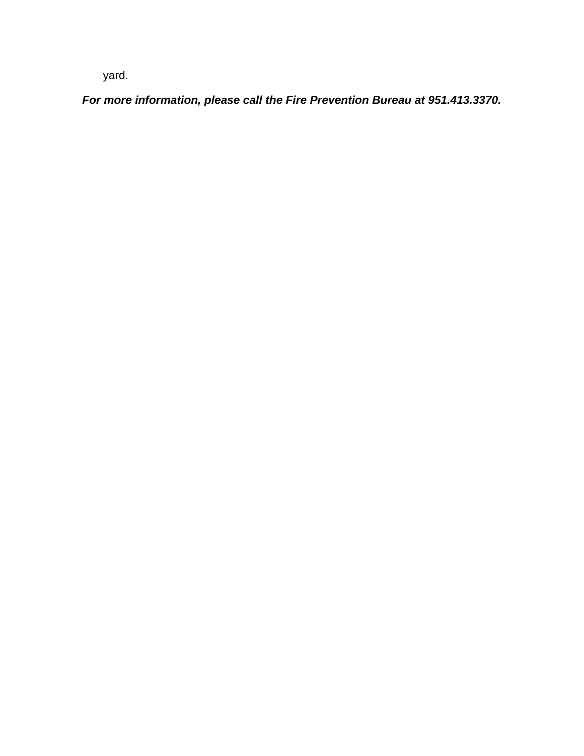yard.

***For more information, please call the Fire Prevention Bureau at 951.413.3370.***